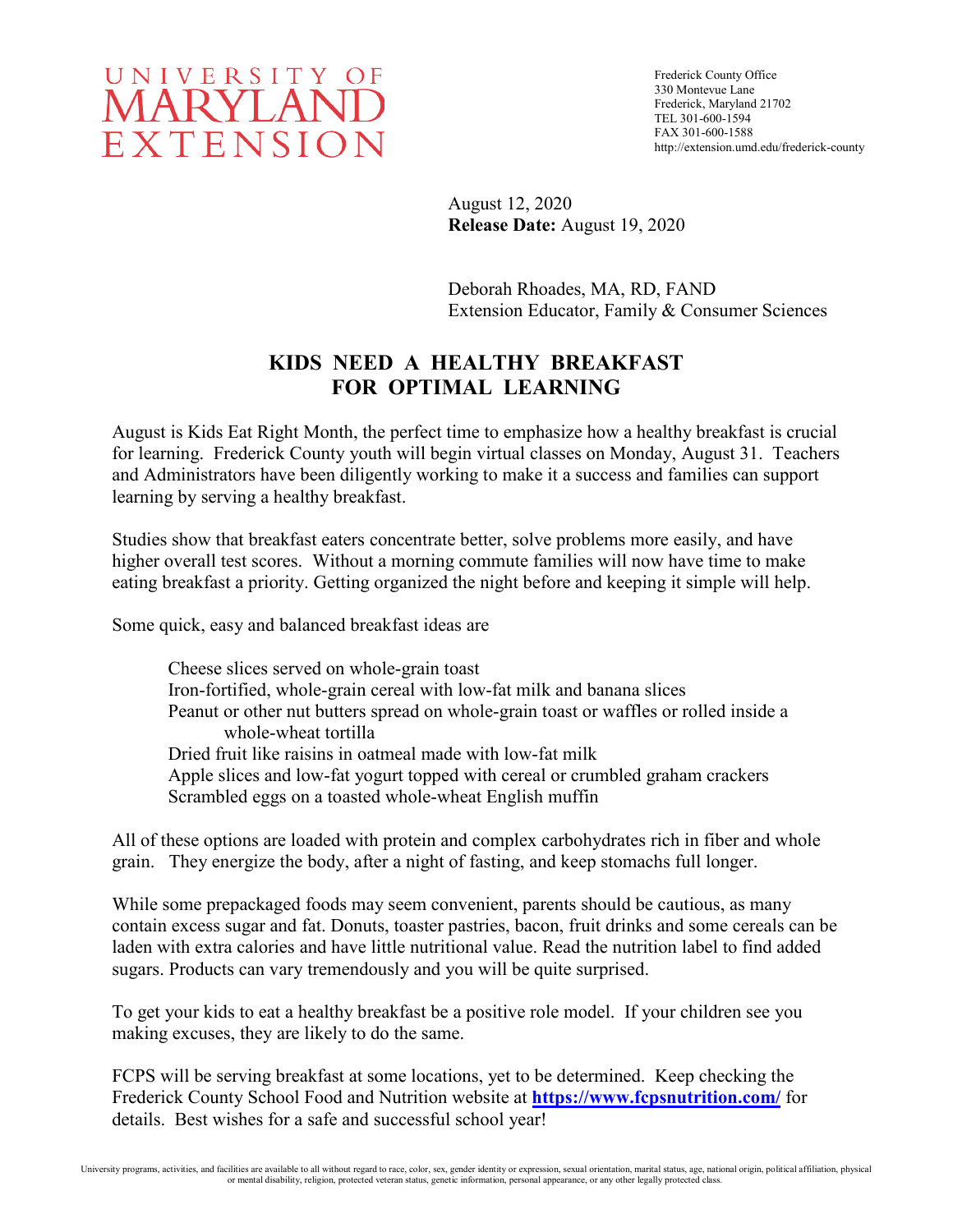UNIVERSITY OF
MARYLAND
EXTENSION

Frederick County Office
330 Montevue Lane
Frederick, Maryland 21702
TEL 301-600-1594
FAX 301-600-1588
http://extension.umd.edu/frederick-county

August 12, 2020
**Release Date:** August 19, 2020

Deborah Rhoades, MA, RD, FAND
Extension Educator, Family & Consumer Sciences

# KIDS NEED A HEALTHY BREAKFAST FOR OPTIMAL LEARNING

August is Kids Eat Right Month, the perfect time to emphasize how a healthy breakfast is crucial for learning. Frederick County youth will begin virtual classes on Monday, August 31. Teachers and Administrators have been diligently working to make it a success and families can support learning by serving a healthy breakfast.

Studies show that breakfast eaters concentrate better, solve problems more easily, and have higher overall test scores. Without a morning commute families will now have time to make eating breakfast a priority. Getting organized the night before and keeping it simple will help.

Some quick, easy and balanced breakfast ideas are

- Cheese slices served on whole-grain toast
- Iron-fortified, whole-grain cereal with low-fat milk and banana slices
- Peanut or other nut butters spread on whole-grain toast or waffles or rolled inside a whole-wheat tortilla
- Dried fruit like raisins in oatmeal made with low-fat milk
- Apple slices and low-fat yogurt topped with cereal or crumbled graham crackers
- Scrambled eggs on a toasted whole-wheat English muffin

All of these options are loaded with protein and complex carbohydrates rich in fiber and whole grain. They energize the body, after a night of fasting, and keep stomachs full longer.

While some prepackaged foods may seem convenient, parents should be cautious, as many contain excess sugar and fat. Donuts, toaster pastries, bacon, fruit drinks and some cereals can be laden with extra calories and have little nutritional value. Read the nutrition label to find added sugars. Products can vary tremendously and you will be quite surprised.

To get your kids to eat a healthy breakfast be a positive role model. If your children see you making excuses, they are likely to do the same.

FCPS will be serving breakfast at some locations, yet to be determined. Keep checking the Frederick County School Food and Nutrition website at **https://www.fcpsnutrition.com/** for details. Best wishes for a safe and successful school year!

University programs, activities, and facilities are available to all without regard to race, color, sex, gender identity or expression, sexual orientation, marital status, age, national origin, political affiliation, physical or mental disability, religion, protected veteran status, genetic information, personal appearance, or any other legally protected class.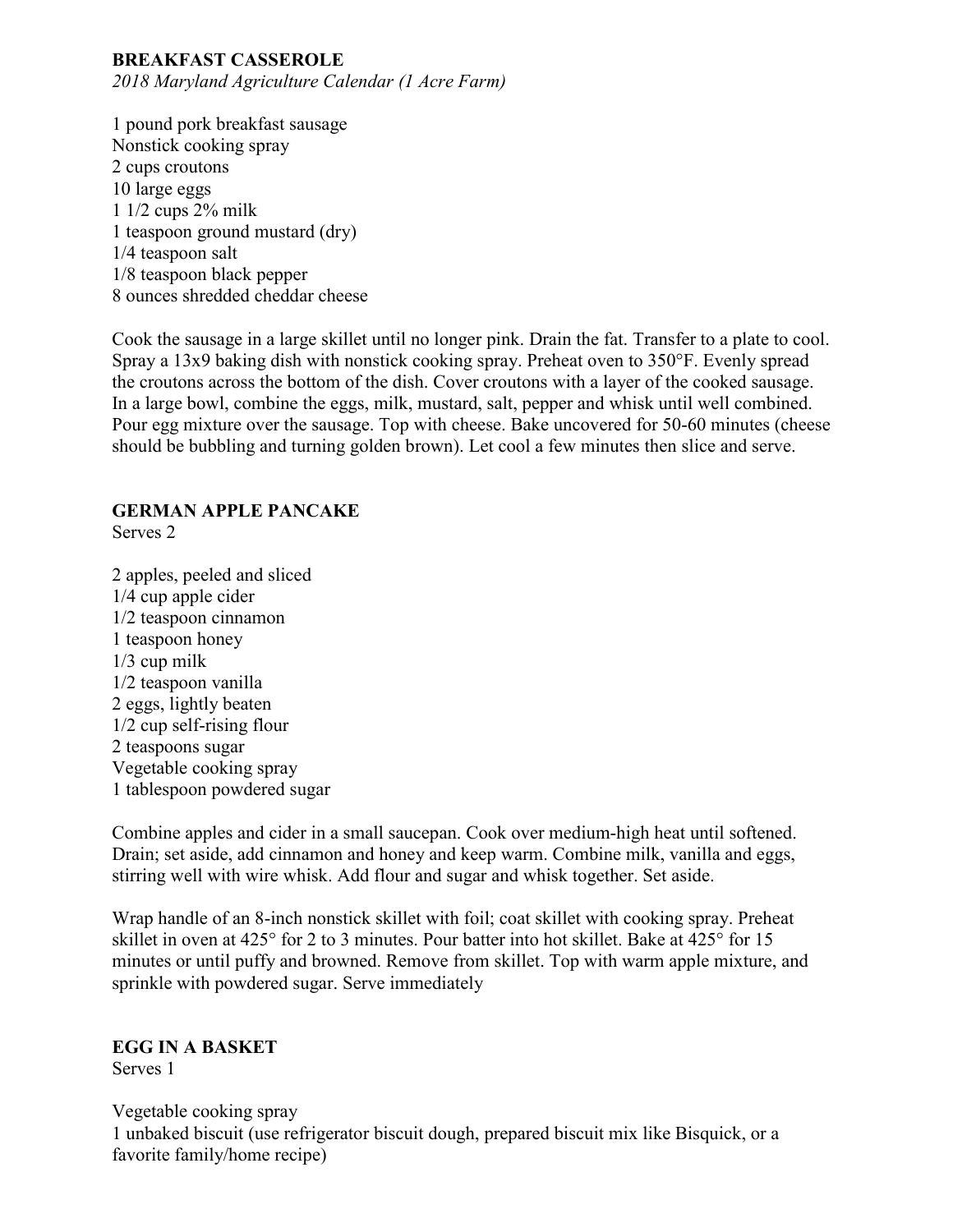## BREAKFAST CASSEROLE

*2018 Maryland Agriculture Calendar (1 Acre Farm)*

1 pound pork breakfast sausage
Nonstick cooking spray
2 cups croutons
10 large eggs
1 1/2 cups 2% milk
1 teaspoon ground mustard (dry)
1/4 teaspoon salt
1/8 teaspoon black pepper
8 ounces shredded cheddar cheese

Cook the sausage in a large skillet until no longer pink. Drain the fat. Transfer to a plate to cool. Spray a 13x9 baking dish with nonstick cooking spray. Preheat oven to 350°F. Evenly spread the croutons across the bottom of the dish. Cover croutons with a layer of the cooked sausage. In a large bowl, combine the eggs, milk, mustard, salt, pepper and whisk until well combined. Pour egg mixture over the sausage. Top with cheese. Bake uncovered for 50-60 minutes (cheese should be bubbling and turning golden brown). Let cool a few minutes then slice and serve.

## GERMAN APPLE PANCAKE

Serves 2

2 apples, peeled and sliced
1/4 cup apple cider
1/2 teaspoon cinnamon
1 teaspoon honey
1/3 cup milk
1/2 teaspoon vanilla
2 eggs, lightly beaten
1/2 cup self-rising flour
2 teaspoons sugar
Vegetable cooking spray
1 tablespoon powdered sugar

Combine apples and cider in a small saucepan. Cook over medium-high heat until softened. Drain; set aside, add cinnamon and honey and keep warm. Combine milk, vanilla and eggs, stirring well with wire whisk. Add flour and sugar and whisk together. Set aside.

Wrap handle of an 8-inch nonstick skillet with foil; coat skillet with cooking spray. Preheat skillet in oven at 425° for 2 to 3 minutes. Pour batter into hot skillet. Bake at 425° for 15 minutes or until puffy and browned. Remove from skillet. Top with warm apple mixture, and sprinkle with powdered sugar. Serve immediately

## EGG IN A BASKET

Serves 1

Vegetable cooking spray
1 unbaked biscuit (use refrigerator biscuit dough, prepared biscuit mix like Bisquick, or a favorite family/home recipe)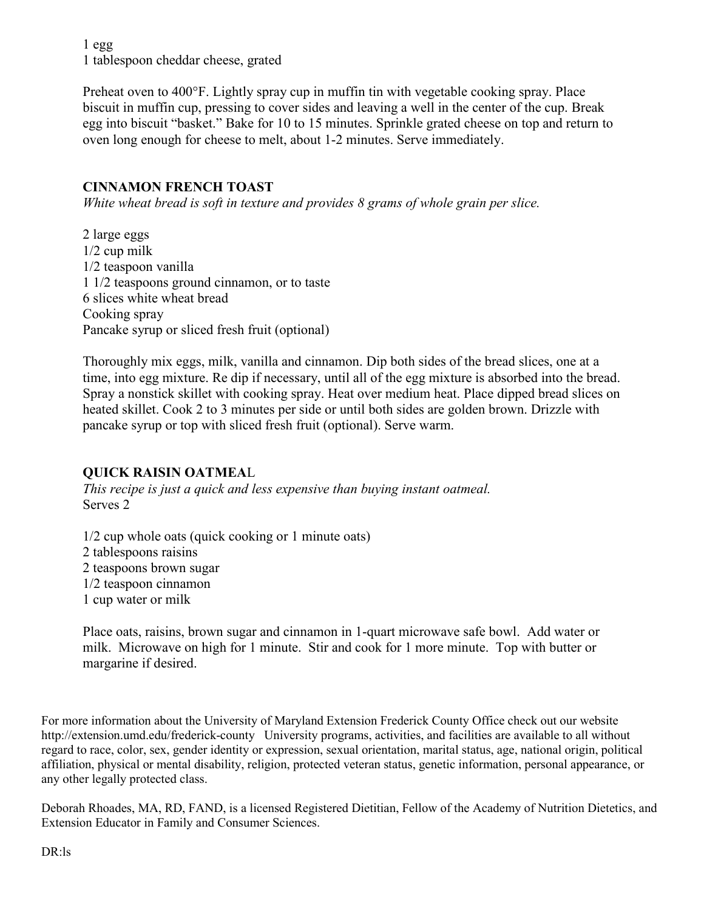1 egg
1 tablespoon cheddar cheese, grated

Preheat oven to 400°F. Lightly spray cup in muffin tin with vegetable cooking spray. Place biscuit in muffin cup, pressing to cover sides and leaving a well in the center of the cup. Break egg into biscuit "basket." Bake for 10 to 15 minutes. Sprinkle grated cheese on top and return to oven long enough for cheese to melt, about 1-2 minutes. Serve immediately.

**CINNAMON FRENCH TOAST**

*White wheat bread is soft in texture and provides 8 grams of whole grain per slice.*

2 large eggs
1/2 cup milk
1/2 teaspoon vanilla
1 1/2 teaspoons ground cinnamon, or to taste
6 slices white wheat bread
Cooking spray
Pancake syrup or sliced fresh fruit (optional)

Thoroughly mix eggs, milk, vanilla and cinnamon. Dip both sides of the bread slices, one at a time, into egg mixture. Re dip if necessary, until all of the egg mixture is absorbed into the bread. Spray a nonstick skillet with cooking spray. Heat over medium heat. Place dipped bread slices on heated skillet. Cook 2 to 3 minutes per side or until both sides are golden brown. Drizzle with pancake syrup or top with sliced fresh fruit (optional). Serve warm.

**QUICK RAISIN OATMEA**L

*This recipe is just a quick and less expensive than buying instant oatmeal.*
Serves 2

1/2 cup whole oats (quick cooking or 1 minute oats)
2 tablespoons raisins
2 teaspoons brown sugar
1/2 teaspoon cinnamon
1 cup water or milk

Place oats, raisins, brown sugar and cinnamon in 1-quart microwave safe bowl. Add water or milk. Microwave on high for 1 minute. Stir and cook for 1 more minute. Top with butter or margarine if desired.

For more information about the University of Maryland Extension Frederick County Office check out our website http://extension.umd.edu/frederick-county University programs, activities, and facilities are available to all without regard to race, color, sex, gender identity or expression, sexual orientation, marital status, age, national origin, political affiliation, physical or mental disability, religion, protected veteran status, genetic information, personal appearance, or any other legally protected class.

Deborah Rhoades, MA, RD, FAND, is a licensed Registered Dietitian, Fellow of the Academy of Nutrition Dietetics, and Extension Educator in Family and Consumer Sciences.

DR:ls